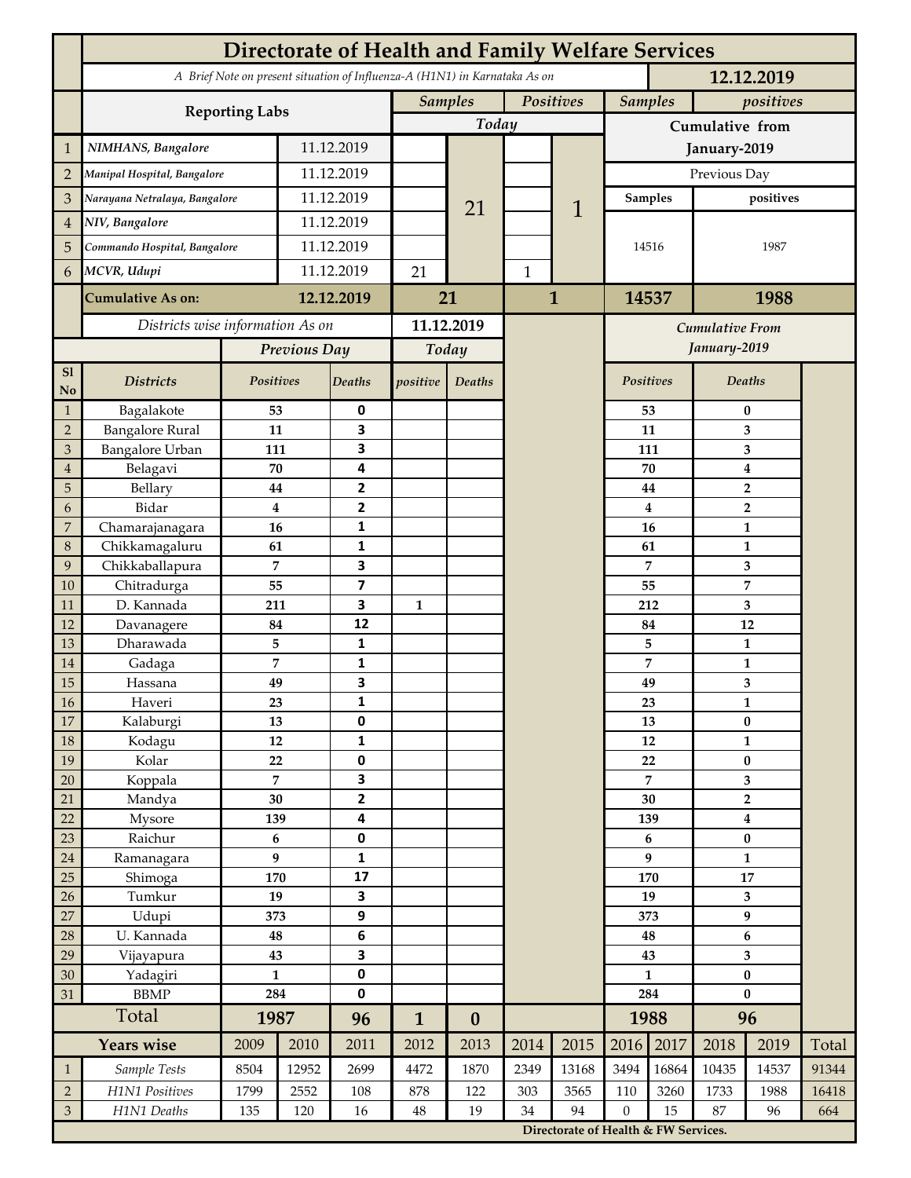# Directorate of Health and Family Welfare Services

A Brief Note on present situation of Influenza-A (H1N1) in Karnataka As on **12.12.2019**

| Sl | Reporting Labs | Date | Samples Today | | Positives Today | | Samples (Cumulative from January-2019, Previous Day) | positives (Cumulative from January-2019, Previous Day) |
|---|---|---|---|---|---|---|---|---|
| 1 | NIMHANS, Bangalore | 11.12.2019 | | 21 | | 1 | 14516 | 1987 |
| 2 | Manipal Hospital, Bangalore | 11.12.2019 | | | | | | |
| 3 | Narayana Netralaya, Bangalore | 11.12.2019 | | | | | | |
| 4 | NIV, Bangalore | 11.12.2019 | | | | | | |
| 5 | Commando Hospital, Bangalore | 11.12.2019 | | | | | | |
| 6 | MCVR, Udupi | 11.12.2019 | 21 | | 1 | | | |
| | **Cumulative As on:** | **12.12.2019** | **21** | | **1** | | **14537** | **1988** |

Districts wise information As on **11.12.2019**

| Sl No | Districts | Previous Day Positives | Previous Day Deaths | Today positive | Today Deaths | Cumulative From January-2019 Positives | Cumulative From January-2019 Deaths |
|---|---|---|---|---|---|---|---|
| 1 | Bagalakote | 53 | 0 | | | 53 | 0 |
| 2 | Bangalore Rural | 11 | 3 | | | 11 | 3 |
| 3 | Bangalore Urban | 111 | 3 | | | 111 | 3 |
| 4 | Belagavi | 70 | 4 | | | 70 | 4 |
| 5 | Bellary | 44 | 2 | | | 44 | 2 |
| 6 | Bidar | 4 | 2 | | | 4 | 2 |
| 7 | Chamarajanagara | 16 | 1 | | | 16 | 1 |
| 8 | Chikkamagaluru | 61 | 1 | | | 61 | 1 |
| 9 | Chikkaballapura | 7 | 3 | | | 7 | 3 |
| 10 | Chitradurga | 55 | 7 | | | 55 | 7 |
| 11 | D. Kannada | 211 | 3 | 1 | | 212 | 3 |
| 12 | Davanagere | 84 | 12 | | | 84 | 12 |
| 13 | Dharawada | 5 | 1 | | | 5 | 1 |
| 14 | Gadaga | 7 | 1 | | | 7 | 1 |
| 15 | Hassana | 49 | 3 | | | 49 | 3 |
| 16 | Haveri | 23 | 1 | | | 23 | 1 |
| 17 | Kalaburgi | 13 | 0 | | | 13 | 0 |
| 18 | Kodagu | 12 | 1 | | | 12 | 1 |
| 19 | Kolar | 22 | 0 | | | 22 | 0 |
| 20 | Koppala | 7 | 3 | | | 7 | 3 |
| 21 | Mandya | 30 | 2 | | | 30 | 2 |
| 22 | Mysore | 139 | 4 | | | 139 | 4 |
| 23 | Raichur | 6 | 0 | | | 6 | 0 |
| 24 | Ramanagara | 9 | 1 | | | 9 | 1 |
| 25 | Shimoga | 170 | 17 | | | 170 | 17 |
| 26 | Tumkur | 19 | 3 | | | 19 | 3 |
| 27 | Udupi | 373 | 9 | | | 373 | 9 |
| 28 | U. Kannada | 48 | 6 | | | 48 | 6 |
| 29 | Vijayapura | 43 | 3 | | | 43 | 3 |
| 30 | Yadagiri | 1 | 0 | | | 1 | 0 |
| 31 | BBMP | 284 | 0 | | | 284 | 0 |
| | **Total** | **1987** | **96** | **1** | **0** | **1988** | **96** |

| | Years wise | 2009 | 2010 | 2011 | 2012 | 2013 | 2014 | 2015 | 2016 | 2017 | 2018 | 2019 | Total |
|---|---|---|---|---|---|---|---|---|---|---|---|---|---|
| 1 | Sample Tests | 8504 | 12952 | 2699 | 4472 | 1870 | 2349 | 13168 | 3494 | 16864 | 10435 | 14537 | 91344 |
| 2 | H1N1 Positives | 1799 | 2552 | 108 | 878 | 122 | 303 | 3565 | 110 | 3260 | 1733 | 1988 | 16418 |
| 3 | H1N1 Deaths | 135 | 120 | 16 | 48 | 19 | 34 | 94 | 0 | 15 | 87 | 96 | 664 |

**Directorate of Health & FW Services.**